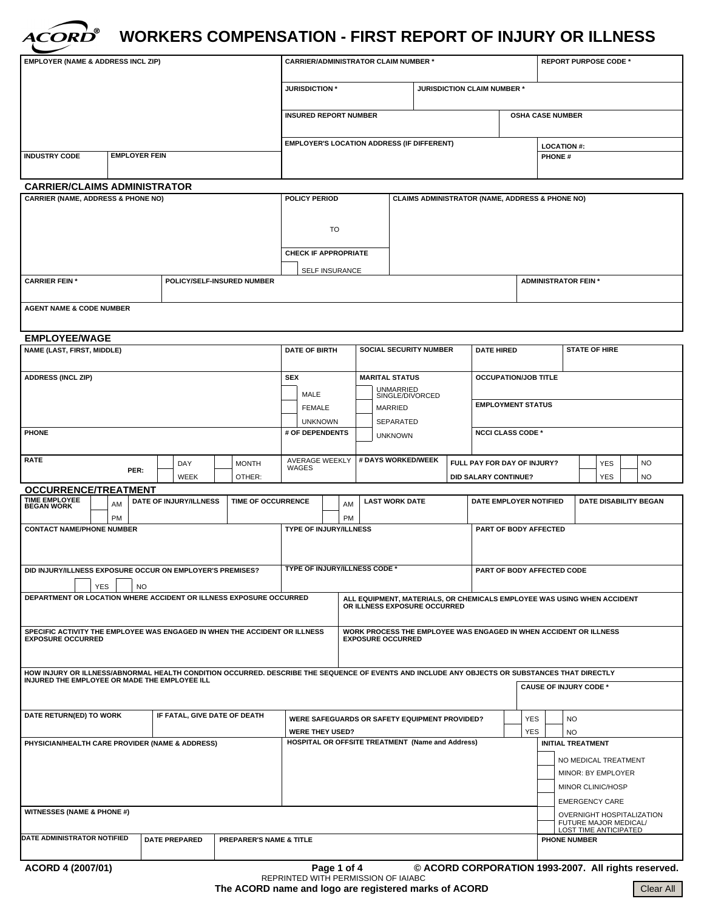# ACORD® WORKERS COMPENSATION - FIRST REPORT OF INJURY OR ILLNESS

| EMPLOYER (NAME & ADDRESS INCL ZIP) | CARRIER/ADMINISTRATOR CLAIM NUMBER * | | REPORT PURPOSE CODE * |
|---|---|---|---|
| | JURISDICTION * | JURISDICTION CLAIM NUMBER * | |
| | INSURED REPORT NUMBER | | OSHA CASE NUMBER |
| | EMPLOYER'S LOCATION ADDRESS (IF DIFFERENT) | | LOCATION #: |
| INDUSTRY CODE / EMPLOYER FEIN | | | PHONE # |

## CARRIER/CLAIMS ADMINISTRATOR

| CARRIER (NAME, ADDRESS & PHONE NO) | POLICY PERIOD | CLAIMS ADMINISTRATOR (NAME, ADDRESS & PHONE NO) |
|---|---|---|
| | TO | |
| | CHECK IF APPROPRIATE: ☐ SELF INSURANCE | |

| CARRIER FEIN * | POLICY/SELF-INSURED NUMBER | ADMINISTRATOR FEIN * |
|---|---|---|
| AGENT NAME & CODE NUMBER | | |

## EMPLOYEE/WAGE

| NAME (LAST, FIRST, MIDDLE) | DATE OF BIRTH | SOCIAL SECURITY NUMBER | DATE HIRED | STATE OF HIRE |
|---|---|---|---|---|
| ADDRESS (INCL ZIP) | SEX: ☐ MALE ☐ FEMALE ☐ UNKNOWN | MARITAL STATUS: ☐ UNMARRIED SINGLE/DIVORCED ☐ MARRIED ☐ SEPARATED ☐ UNKNOWN | OCCUPATION/JOB TITLE | |
| | | | EMPLOYMENT STATUS | |
| PHONE | # OF DEPENDENTS | | NCCI CLASS CODE * | |
| RATE PER: ☐ DAY ☐ WEEK ☐ MONTH OTHER: | AVERAGE WEEKLY WAGES | # DAYS WORKED/WEEK | FULL PAY FOR DAY OF INJURY? ☐ YES ☐ NO | |
| | | | DID SALARY CONTINUE? ☐ YES ☐ NO | |

## OCCURRENCE/TREATMENT

| TIME EMPLOYEE BEGAN WORK ☐ AM ☐ PM | DATE OF INJURY/ILLNESS | TIME OF OCCURRENCE ☐ AM ☐ PM | LAST WORK DATE | DATE EMPLOYER NOTIFIED | DATE DISABILITY BEGAN |
|---|---|---|---|---|---|

| CONTACT NAME/PHONE NUMBER | TYPE OF INJURY/ILLNESS | PART OF BODY AFFECTED |
|---|---|---|
| DID INJURY/ILLNESS EXPOSURE OCCUR ON EMPLOYER'S PREMISES? ☐ YES ☐ NO | TYPE OF INJURY/ILLNESS CODE * | PART OF BODY AFFECTED CODE |

| DEPARTMENT OR LOCATION WHERE ACCIDENT OR ILLNESS EXPOSURE OCCURRED | ALL EQUIPMENT, MATERIALS, OR CHEMICALS EMPLOYEE WAS USING WHEN ACCIDENT OR ILLNESS EXPOSURE OCCURRED |
|---|---|
| SPECIFIC ACTIVITY THE EMPLOYEE WAS ENGAGED IN WHEN THE ACCIDENT OR ILLNESS EXPOSURE OCCURRED | WORK PROCESS THE EMPLOYEE WAS ENGAGED IN WHEN ACCIDENT OR ILLNESS EXPOSURE OCCURRED |

| HOW INJURY OR ILLNESS/ABNORMAL HEALTH CONDITION OCCURRED. DESCRIBE THE SEQUENCE OF EVENTS AND INCLUDE ANY OBJECTS OR SUBSTANCES THAT DIRECTLY INJURED THE EMPLOYEE OR MADE THE EMPLOYEE ILL | CAUSE OF INJURY CODE * |
|---|---|

| DATE RETURN(ED) TO WORK | IF FATAL, GIVE DATE OF DEATH | WERE SAFEGUARDS OR SAFETY EQUIPMENT PROVIDED? ☐ YES ☐ NO |
|---|---|---|
| | | WERE THEY USED? ☐ YES ☐ NO |

| PHYSICIAN/HEALTH CARE PROVIDER (NAME & ADDRESS) | HOSPITAL OR OFFSITE TREATMENT (Name and Address) | INITIAL TREATMENT |
|---|---|---|
| | | ☐ NO MEDICAL TREATMENT<br>☐ MINOR: BY EMPLOYER<br>☐ MINOR CLINIC/HOSP<br>☐ EMERGENCY CARE<br>☐ OVERNIGHT HOSPITALIZATION<br>☐ FUTURE MAJOR MEDICAL/ LOST TIME ANTICIPATED |
| WITNESSES (NAME & PHONE #) | | |

| DATE ADMINISTRATOR NOTIFIED | DATE PREPARED | PREPARER'S NAME & TITLE | PHONE NUMBER |
|---|---|---|---|

ACORD 4 (2007/01) © ACORD CORPORATION 1993-2007. All rights reserved.

REPRINTED WITH PERMISSION OF IAIABC

The ACORD name and logo are registered marks of ACORD

Clear All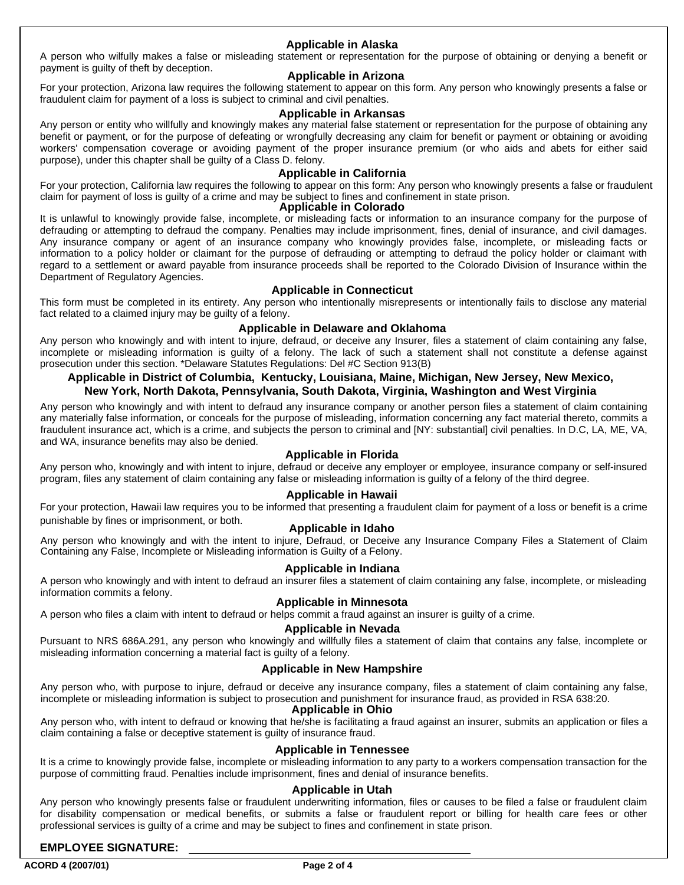### Applicable in Alaska

A person who wilfully makes a false or misleading statement or representation for the purpose of obtaining or denying a benefit or payment is guilty of theft by deception.

### Applicable in Arizona

For your protection, Arizona law requires the following statement to appear on this form. Any person who knowingly presents a false or fraudulent claim for payment of a loss is subject to criminal and civil penalties.

### Applicable in Arkansas

Any person or entity who willfully and knowingly makes any material false statement or representation for the purpose of obtaining any benefit or payment, or for the purpose of defeating or wrongfully decreasing any claim for benefit or payment or obtaining or avoiding workers' compensation coverage or avoiding payment of the proper insurance premium (or who aids and abets for either said purpose), under this chapter shall be guilty of a Class D. felony.

### Applicable in California

For your protection, California law requires the following to appear on this form: Any person who knowingly presents a false or fraudulent claim for payment of loss is guilty of a crime and may be subject to fines and confinement in state prison.

### Applicable in Colorado

It is unlawful to knowingly provide false, incomplete, or misleading facts or information to an insurance company for the purpose of defrauding or attempting to defraud the company. Penalties may include imprisonment, fines, denial of insurance, and civil damages. Any insurance company or agent of an insurance company who knowingly provides false, incomplete, or misleading facts or information to a policy holder or claimant for the purpose of defrauding or attempting to defraud the policy holder or claimant with regard to a settlement or award payable from insurance proceeds shall be reported to the Colorado Division of Insurance within the Department of Regulatory Agencies.

### Applicable in Connecticut

This form must be completed in its entirety. Any person who intentionally misrepresents or intentionally fails to disclose any material fact related to a claimed injury may be guilty of a felony.

### Applicable in Delaware and Oklahoma

Any person who knowingly and with intent to injure, defraud, or deceive any Insurer, files a statement of claim containing any false, incomplete or misleading information is guilty of a felony. The lack of such a statement shall not constitute a defense against prosecution under this section. *Delaware Statutes Regulations: Del #C Section 913(B)

### Applicable in District of Columbia, Kentucky, Louisiana, Maine, Michigan, New Jersey, New Mexico, New York, North Dakota, Pennsylvania, South Dakota, Virginia, Washington and West Virginia

Any person who knowingly and with intent to defraud any insurance company or another person files a statement of claim containing any materially false information, or conceals for the purpose of misleading, information concerning any fact material thereto, commits a fraudulent insurance act, which is a crime, and subjects the person to criminal and [NY: substantial] civil penalties. In D.C, LA, ME, VA, and WA, insurance benefits may also be denied.

### Applicable in Florida

Any person who, knowingly and with intent to injure, defraud or deceive any employer or employee, insurance company or self-insured program, files any statement of claim containing any false or misleading information is guilty of a felony of the third degree.

### Applicable in Hawaii

For your protection, Hawaii law requires you to be informed that presenting a fraudulent claim for payment of a loss or benefit is a crime punishable by fines or imprisonment, or both.

### Applicable in Idaho

Any person who knowingly and with the intent to injure, Defraud, or Deceive any Insurance Company Files a Statement of Claim Containing any False, Incomplete or Misleading information is Guilty of a Felony.

### Applicable in Indiana

A person who knowingly and with intent to defraud an insurer files a statement of claim containing any false, incomplete, or misleading information commits a felony.

### Applicable in Minnesota

A person who files a claim with intent to defraud or helps commit a fraud against an insurer is guilty of a crime.

### Applicable in Nevada

Pursuant to NRS 686A.291, any person who knowingly and willfully files a statement of claim that contains any false, incomplete or misleading information concerning a material fact is guilty of a felony.

### Applicable in New Hampshire

Any person who, with purpose to injure, defraud or deceive any insurance company, files a statement of claim containing any false, incomplete or misleading information is subject to prosecution and punishment for insurance fraud, as provided in RSA 638:20.

### Applicable in Ohio

Any person who, with intent to defraud or knowing that he/she is facilitating a fraud against an insurer, submits an application or files a claim containing a false or deceptive statement is guilty of insurance fraud.

### Applicable in Tennessee

It is a crime to knowingly provide false, incomplete or misleading information to any party to a workers compensation transaction for the purpose of committing fraud. Penalties include imprisonment, fines and denial of insurance benefits.

### Applicable in Utah

Any person who knowingly presents false or fraudulent underwriting information, files or causes to be filed a false or fraudulent claim for disability compensation or medical benefits, or submits a false or fraudulent report or billing for health care fees or other professional services is guilty of a crime and may be subject to fines and confinement in state prison.

**EMPLOYEE SIGNATURE:** ______________________________

ACORD 4 (2007/01)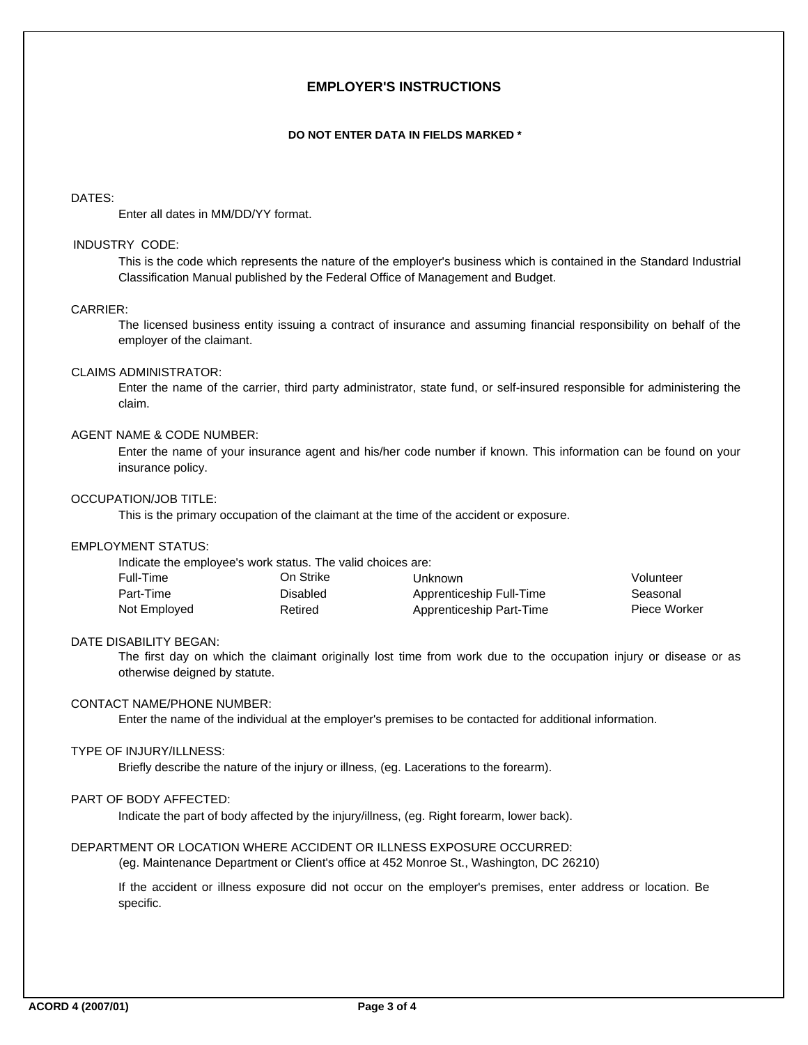# EMPLOYER'S INSTRUCTIONS

**DO NOT ENTER DATA IN FIELDS MARKED ***

DATES:

Enter all dates in MM/DD/YY format.

INDUSTRY CODE:

This is the code which represents the nature of the employer's business which is contained in the Standard Industrial Classification Manual published by the Federal Office of Management and Budget.

CARRIER:

The licensed business entity issuing a contract of insurance and assuming financial responsibility on behalf of the employer of the claimant.

CLAIMS ADMINISTRATOR:

Enter the name of the carrier, third party administrator, state fund, or self-insured responsible for administering the claim.

AGENT NAME & CODE NUMBER:

Enter the name of your insurance agent and his/her code number if known. This information can be found on your insurance policy.

OCCUPATION/JOB TITLE:

This is the primary occupation of the claimant at the time of the accident or exposure.

EMPLOYMENT STATUS:

Indicate the employee's work status. The valid choices are:

| | | | |
|---|---|---|---|
| Full-Time | On Strike | Unknown | Volunteer |
| Part-Time | Disabled | Apprenticeship Full-Time | Seasonal |
| Not Employed | Retired | Apprenticeship Part-Time | Piece Worker |

DATE DISABILITY BEGAN:

The first day on which the claimant originally lost time from work due to the occupation injury or disease or as otherwise deigned by statute.

CONTACT NAME/PHONE NUMBER:

Enter the name of the individual at the employer's premises to be contacted for additional information.

TYPE OF INJURY/ILLNESS:

Briefly describe the nature of the injury or illness, (eg. Lacerations to the forearm).

PART OF BODY AFFECTED:

Indicate the part of body affected by the injury/illness, (eg. Right forearm, lower back).

DEPARTMENT OR LOCATION WHERE ACCIDENT OR ILLNESS EXPOSURE OCCURRED:

(eg. Maintenance Department or Client's office at 452 Monroe St., Washington, DC 26210)

If the accident or illness exposure did not occur on the employer's premises, enter address or location. Be specific.

ACORD 4 (2007/01)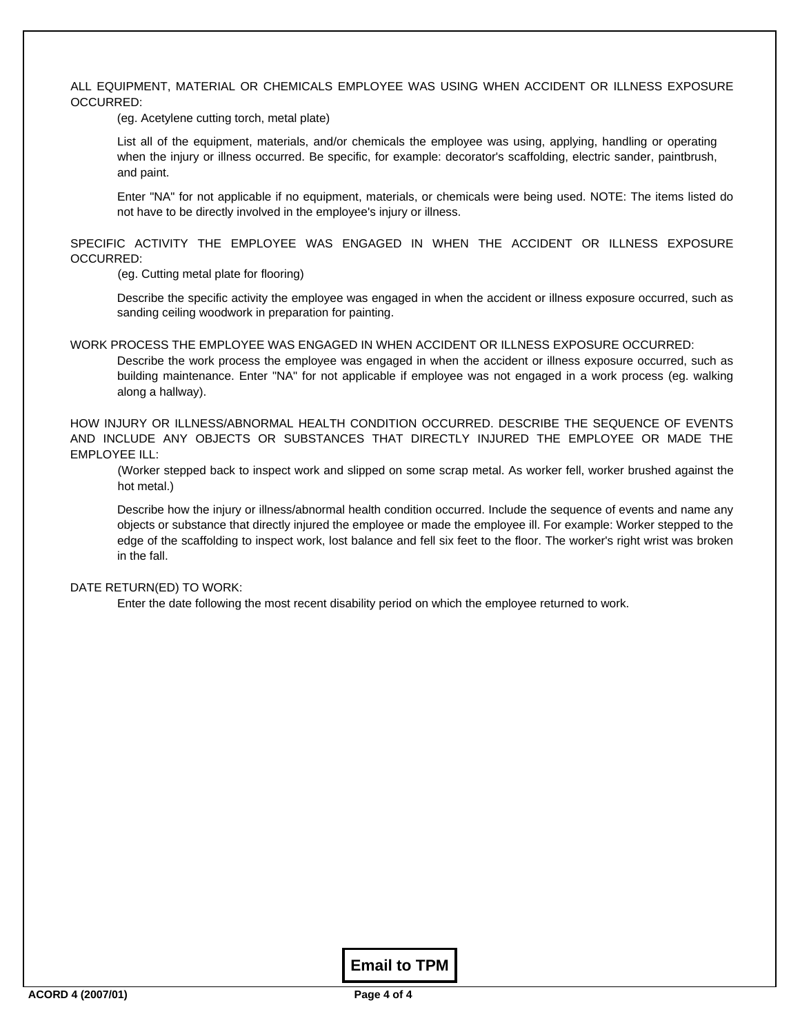ALL EQUIPMENT, MATERIAL OR CHEMICALS EMPLOYEE WAS USING WHEN ACCIDENT OR ILLNESS EXPOSURE OCCURRED:

(eg. Acetylene cutting torch, metal plate)

List all of the equipment, materials, and/or chemicals the employee was using, applying, handling or operating when the injury or illness occurred. Be specific, for example: decorator's scaffolding, electric sander, paintbrush, and paint.

Enter "NA" for not applicable if no equipment, materials, or chemicals were being used. NOTE: The items listed do not have to be directly involved in the employee's injury or illness.

SPECIFIC ACTIVITY THE EMPLOYEE WAS ENGAGED IN WHEN THE ACCIDENT OR ILLNESS EXPOSURE OCCURRED:

(eg. Cutting metal plate for flooring)

Describe the specific activity the employee was engaged in when the accident or illness exposure occurred, such as sanding ceiling woodwork in preparation for painting.

WORK PROCESS THE EMPLOYEE WAS ENGAGED IN WHEN ACCIDENT OR ILLNESS EXPOSURE OCCURRED:

Describe the work process the employee was engaged in when the accident or illness exposure occurred, such as building maintenance. Enter "NA" for not applicable if employee was not engaged in a work process (eg. walking along a hallway).

HOW INJURY OR ILLNESS/ABNORMAL HEALTH CONDITION OCCURRED. DESCRIBE THE SEQUENCE OF EVENTS AND INCLUDE ANY OBJECTS OR SUBSTANCES THAT DIRECTLY INJURED THE EMPLOYEE OR MADE THE EMPLOYEE ILL:

(Worker stepped back to inspect work and slipped on some scrap metal. As worker fell, worker brushed against the hot metal.)

Describe how the injury or illness/abnormal health condition occurred. Include the sequence of events and name any objects or substance that directly injured the employee or made the employee ill. For example: Worker stepped to the edge of the scaffolding to inspect work, lost balance and fell six feet to the floor. The worker's right wrist was broken in the fall.

DATE RETURN(ED) TO WORK:

Enter the date following the most recent disability period on which the employee returned to work.

**Email to TPM**

ACORD 4 (2007/01)